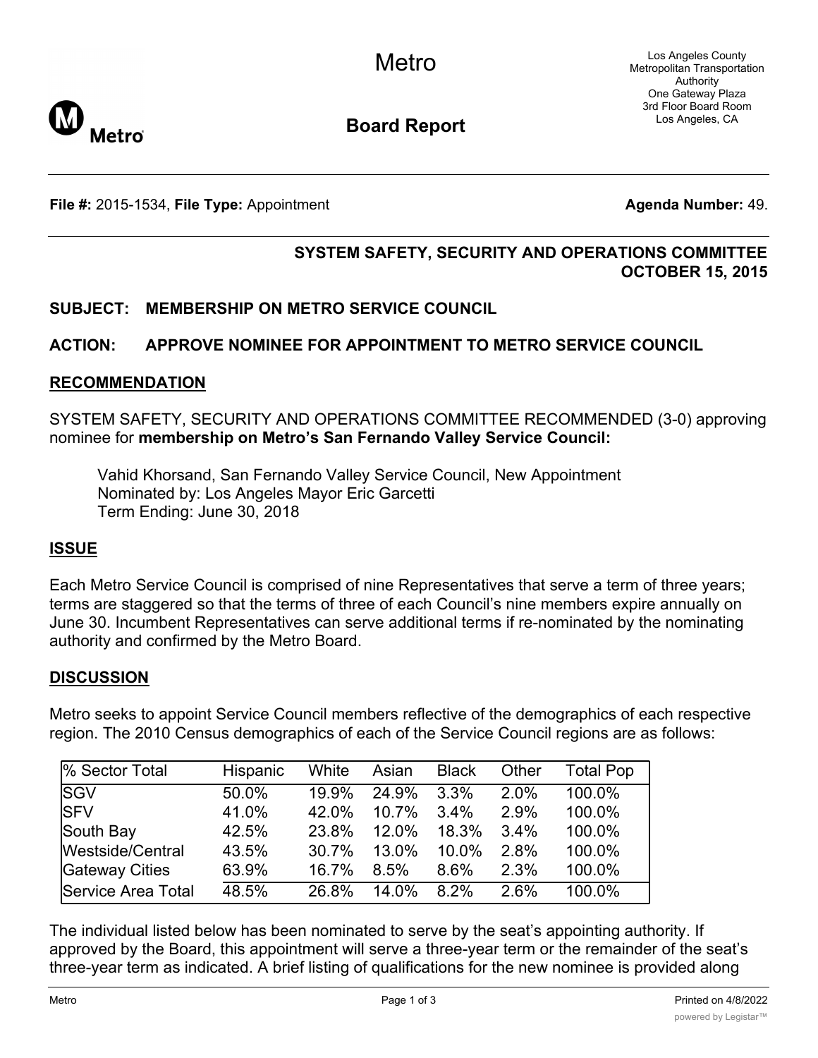# Metro

# Board Report

Los Angeles County
Metropolitan Transportation
Authority
One Gateway Plaza
3rd Floor Board Room
Los Angeles, CA

**File #:** 2015-1534, **File Type:** Appointment **Agenda Number:** 49.

**SYSTEM SAFETY, SECURITY AND OPERATIONS COMMITTEE**
**OCTOBER 15, 2015**

## SUBJECT: MEMBERSHIP ON METRO SERVICE COUNCIL

## ACTION: APPROVE NOMINEE FOR APPOINTMENT TO METRO SERVICE COUNCIL

## RECOMMENDATION

SYSTEM SAFETY, SECURITY AND OPERATIONS COMMITTEE RECOMMENDED (3-0) approving nominee for **membership on Metro's San Fernando Valley Service Council:**

Vahid Khorsand, San Fernando Valley Service Council, New Appointment
Nominated by: Los Angeles Mayor Eric Garcetti
Term Ending: June 30, 2018

## ISSUE

Each Metro Service Council is comprised of nine Representatives that serve a term of three years; terms are staggered so that the terms of three of each Council's nine members expire annually on June 30. Incumbent Representatives can serve additional terms if re-nominated by the nominating authority and confirmed by the Metro Board.

## DISCUSSION

Metro seeks to appoint Service Council members reflective of the demographics of each respective region. The 2010 Census demographics of each of the Service Council regions are as follows:

| % Sector Total | Hispanic | White | Asian | Black | Other | Total Pop |
|---|---|---|---|---|---|---|
| SGV | 50.0% | 19.9% | 24.9% | 3.3% | 2.0% | 100.0% |
| SFV | 41.0% | 42.0% | 10.7% | 3.4% | 2.9% | 100.0% |
| South Bay | 42.5% | 23.8% | 12.0% | 18.3% | 3.4% | 100.0% |
| Westside/Central | 43.5% | 30.7% | 13.0% | 10.0% | 2.8% | 100.0% |
| Gateway Cities | 63.9% | 16.7% | 8.5% | 8.6% | 2.3% | 100.0% |
| Service Area Total | 48.5% | 26.8% | 14.0% | 8.2% | 2.6% | 100.0% |

The individual listed below has been nominated to serve by the seat's appointing authority. If approved by the Board, this appointment will serve a three-year term or the remainder of the seat's three-year term as indicated. A brief listing of qualifications for the new nominee is provided along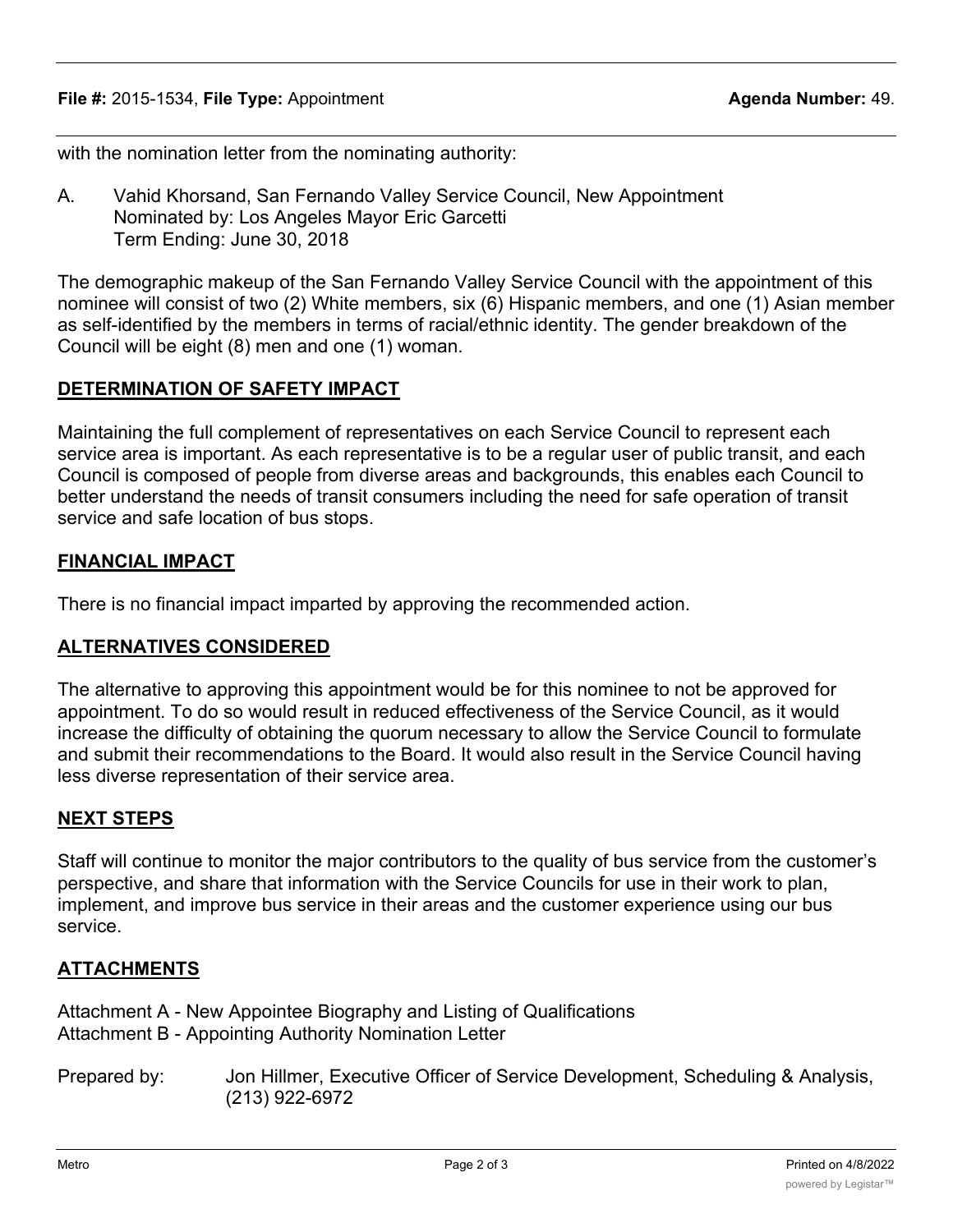with the nomination letter from the nominating authority:

A. Vahid Khorsand, San Fernando Valley Service Council, New Appointment
   Nominated by: Los Angeles Mayor Eric Garcetti
   Term Ending: June 30, 2018

The demographic makeup of the San Fernando Valley Service Council with the appointment of this nominee will consist of two (2) White members, six (6) Hispanic members, and one (1) Asian member as self-identified by the members in terms of racial/ethnic identity. The gender breakdown of the Council will be eight (8) men and one (1) woman.

## DETERMINATION OF SAFETY IMPACT

Maintaining the full complement of representatives on each Service Council to represent each service area is important. As each representative is to be a regular user of public transit, and each Council is composed of people from diverse areas and backgrounds, this enables each Council to better understand the needs of transit consumers including the need for safe operation of transit service and safe location of bus stops.

## FINANCIAL IMPACT

There is no financial impact imparted by approving the recommended action.

## ALTERNATIVES CONSIDERED

The alternative to approving this appointment would be for this nominee to not be approved for appointment. To do so would result in reduced effectiveness of the Service Council, as it would increase the difficulty of obtaining the quorum necessary to allow the Service Council to formulate and submit their recommendations to the Board. It would also result in the Service Council having less diverse representation of their service area.

## NEXT STEPS

Staff will continue to monitor the major contributors to the quality of bus service from the customer's perspective, and share that information with the Service Councils for use in their work to plan, implement, and improve bus service in their areas and the customer experience using our bus service.

## ATTACHMENTS

Attachment A - New Appointee Biography and Listing of Qualifications
Attachment B - Appointing Authority Nomination Letter

Prepared by: Jon Hillmer, Executive Officer of Service Development, Scheduling & Analysis, (213) 922-6972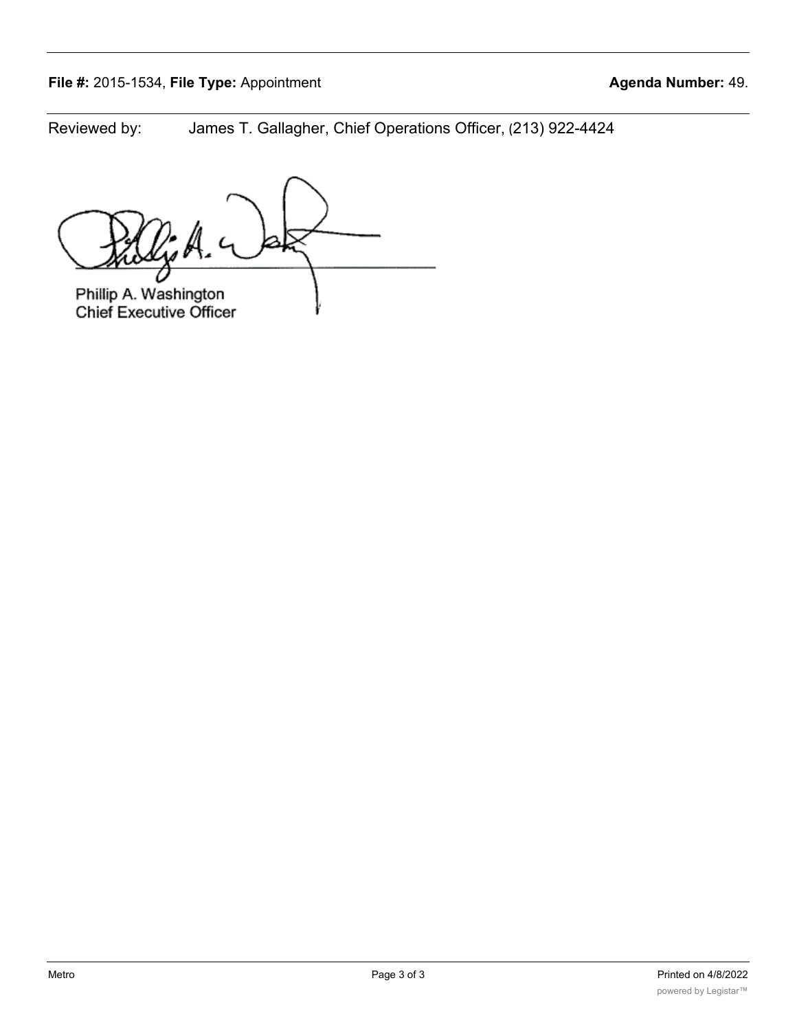Reviewed by: James T. Gallagher, Chief Operations Officer, (213) 922-4424

Phillip A. Washington
Chief Executive Officer